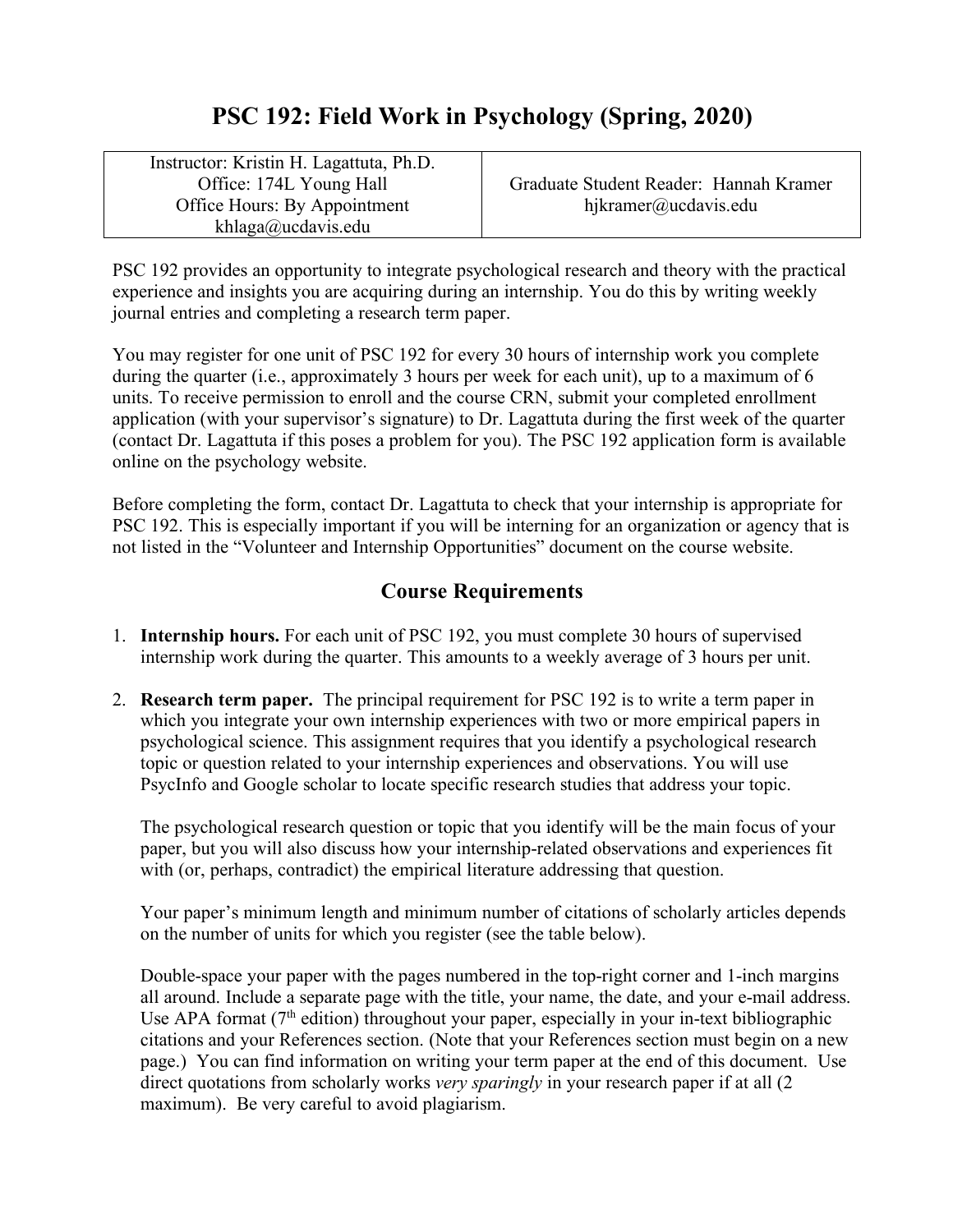# PSC 192: Field Work in Psychology (Spring, 2020)

| Instructor: Kristin H. Lagattuta, Ph.D.<br>Office: 174L Young Hall<br>Office Hours: By Appointment<br>khlaga@ucdavis.edu | Graduate Student Reader: Hannah Kramer<br>hjkramer@ucdavis.edu |
| --- | --- |

PSC 192 provides an opportunity to integrate psychological research and theory with the practical experience and insights you are acquiring during an internship. You do this by writing weekly journal entries and completing a research term paper.

You may register for one unit of PSC 192 for every 30 hours of internship work you complete during the quarter (i.e., approximately 3 hours per week for each unit), up to a maximum of 6 units. To receive permission to enroll and the course CRN, submit your completed enrollment application (with your supervisor's signature) to Dr. Lagattuta during the first week of the quarter (contact Dr. Lagattuta if this poses a problem for you). The PSC 192 application form is available online on the psychology website.

Before completing the form, contact Dr. Lagattuta to check that your internship is appropriate for PSC 192. This is especially important if you will be interning for an organization or agency that is not listed in the "Volunteer and Internship Opportunities" document on the course website.

## Course Requirements

1. **Internship hours.** For each unit of PSC 192, you must complete 30 hours of supervised internship work during the quarter. This amounts to a weekly average of 3 hours per unit.

2. **Research term paper.** The principal requirement for PSC 192 is to write a term paper in which you integrate your own internship experiences with two or more empirical papers in psychological science. This assignment requires that you identify a psychological research topic or question related to your internship experiences and observations. You will use PsycInfo and Google scholar to locate specific research studies that address your topic.

   The psychological research question or topic that you identify will be the main focus of your paper, but you will also discuss how your internship-related observations and experiences fit with (or, perhaps, contradict) the empirical literature addressing that question.

   Your paper's minimum length and minimum number of citations of scholarly articles depends on the number of units for which you register (see the table below).

   Double-space your paper with the pages numbered in the top-right corner and 1-inch margins all around. Include a separate page with the title, your name, the date, and your e-mail address. Use APA format (7th edition) throughout your paper, especially in your in-text bibliographic citations and your References section. (Note that your References section must begin on a new page.) You can find information on writing your term paper at the end of this document. Use direct quotations from scholarly works *very sparingly* in your research paper if at all (2 maximum). Be very careful to avoid plagiarism.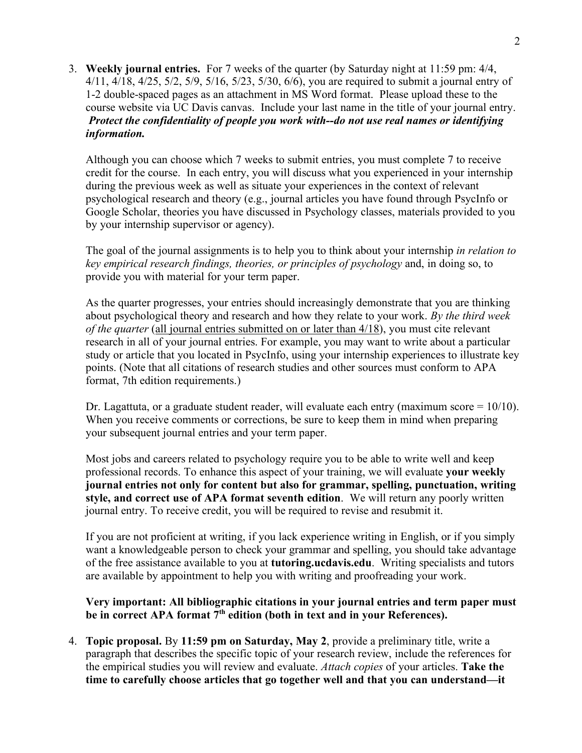3. **Weekly journal entries.** For 7 weeks of the quarter (by Saturday night at 11:59 pm: 4/4, 4/11, 4/18, 4/25, 5/2, 5/9, 5/16, 5/23, 5/30, 6/6), you are required to submit a journal entry of 1-2 double-spaced pages as an attachment in MS Word format. Please upload these to the course website via UC Davis canvas. Include your last name in the title of your journal entry. ***Protect the confidentiality of people you work with--do not use real names or identifying information.***

   Although you can choose which 7 weeks to submit entries, you must complete 7 to receive credit for the course. In each entry, you will discuss what you experienced in your internship during the previous week as well as situate your experiences in the context of relevant psychological research and theory (e.g., journal articles you have found through PsycInfo or Google Scholar, theories you have discussed in Psychology classes, materials provided to you by your internship supervisor or agency).

   The goal of the journal assignments is to help you to think about your internship *in relation to key empirical research findings, theories, or principles of psychology* and, in doing so, to provide you with material for your term paper.

   As the quarter progresses, your entries should increasingly demonstrate that you are thinking about psychological theory and research and how they relate to your work. *By the third week of the quarter* (<u>all journal entries submitted on or later than 4/18</u>), you must cite relevant research in all of your journal entries. For example, you may want to write about a particular study or article that you located in PsycInfo, using your internship experiences to illustrate key points. (Note that all citations of research studies and other sources must conform to APA format, 7th edition requirements.)

   Dr. Lagattuta, or a graduate student reader, will evaluate each entry (maximum score = 10/10). When you receive comments or corrections, be sure to keep them in mind when preparing your subsequent journal entries and your term paper.

   Most jobs and careers related to psychology require you to be able to write well and keep professional records. To enhance this aspect of your training, we will evaluate **your weekly journal entries not only for content but also for grammar, spelling, punctuation, writing style, and correct use of APA format seventh edition**. We will return any poorly written journal entry. To receive credit, you will be required to revise and resubmit it.

   If you are not proficient at writing, if you lack experience writing in English, or if you simply want a knowledgeable person to check your grammar and spelling, you should take advantage of the free assistance available to you at **tutoring.ucdavis.edu**. Writing specialists and tutors are available by appointment to help you with writing and proofreading your work.

   **Very important: All bibliographic citations in your journal entries and term paper must be in correct APA format 7th edition (both in text and in your References).**

4. **Topic proposal.** By **11:59 pm on Saturday, May 2**, provide a preliminary title, write a paragraph that describes the specific topic of your research review, include the references for the empirical studies you will review and evaluate. *Attach copies* of your articles. **Take the time to carefully choose articles that go together well and that you can understand—it**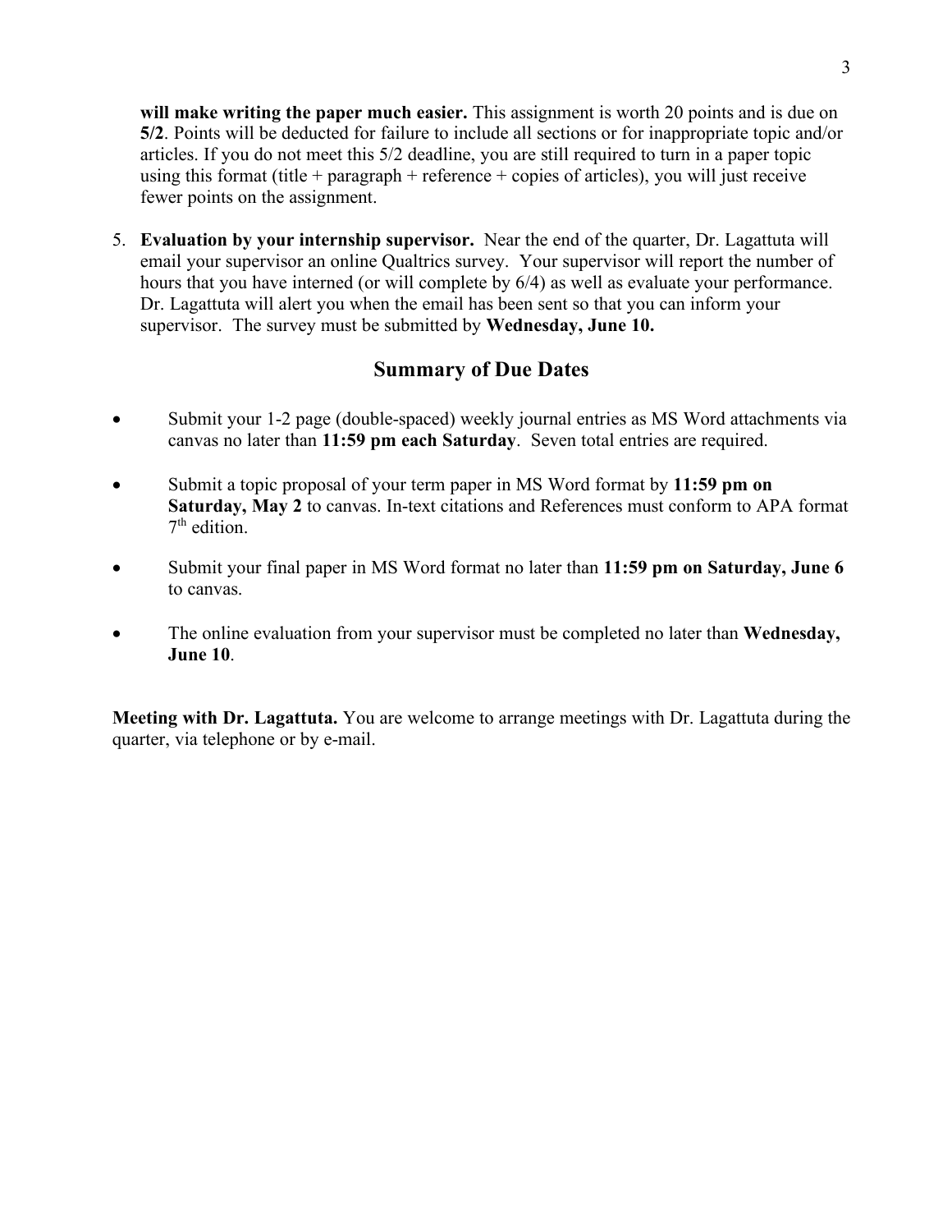**will make writing the paper much easier.** This assignment is worth 20 points and is due on **5/2**. Points will be deducted for failure to include all sections or for inappropriate topic and/or articles. If you do not meet this 5/2 deadline, you are still required to turn in a paper topic using this format (title + paragraph + reference + copies of articles), you will just receive fewer points on the assignment.

5. **Evaluation by your internship supervisor.** Near the end of the quarter, Dr. Lagattuta will email your supervisor an online Qualtrics survey. Your supervisor will report the number of hours that you have interned (or will complete by 6/4) as well as evaluate your performance. Dr. Lagattuta will alert you when the email has been sent so that you can inform your supervisor. The survey must be submitted by **Wednesday, June 10.**

## Summary of Due Dates

- Submit your 1-2 page (double-spaced) weekly journal entries as MS Word attachments via canvas no later than **11:59 pm each Saturday**. Seven total entries are required.
- Submit a topic proposal of your term paper in MS Word format by **11:59 pm on Saturday, May 2** to canvas. In-text citations and References must conform to APA format 7th edition.
- Submit your final paper in MS Word format no later than **11:59 pm on Saturday, June 6** to canvas.
- The online evaluation from your supervisor must be completed no later than **Wednesday, June 10**.

**Meeting with Dr. Lagattuta.** You are welcome to arrange meetings with Dr. Lagattuta during the quarter, via telephone or by e-mail.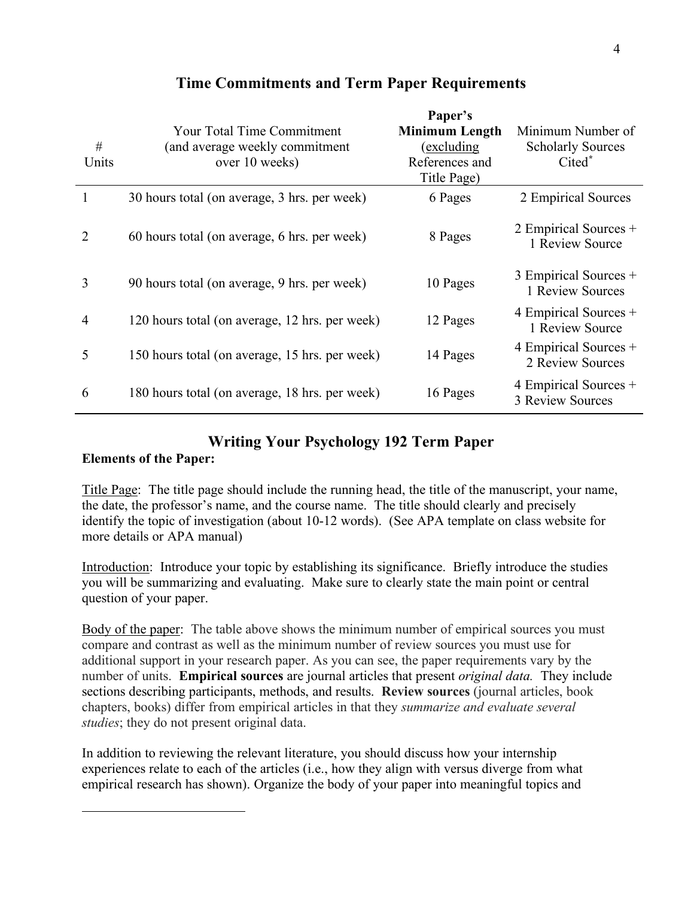## Time Commitments and Term Paper Requirements

| # Units | Your Total Time Commitment (and average weekly commitment over 10 weeks) | Paper's **Minimum Length** (excluding References and Title Page) | Minimum Number of Scholarly Sources Cited* |
|---|---|---|---|
| 1 | 30 hours total (on average, 3 hrs. per week) | 6 Pages | 2 Empirical Sources |
| 2 | 60 hours total (on average, 6 hrs. per week) | 8 Pages | 2 Empirical Sources + 1 Review Source |
| 3 | 90 hours total (on average, 9 hrs. per week) | 10 Pages | 3 Empirical Sources + 1 Review Sources |
| 4 | 120 hours total (on average, 12 hrs. per week) | 12 Pages | 4 Empirical Sources + 1 Review Source |
| 5 | 150 hours total (on average, 15 hrs. per week) | 14 Pages | 4 Empirical Sources + 2 Review Sources |
| 6 | 180 hours total (on average, 18 hrs. per week) | 16 Pages | 4 Empirical Sources + 3 Review Sources |

## Writing Your Psychology 192 Term Paper

**Elements of the Paper:**

Title Page: The title page should include the running head, the title of the manuscript, your name, the date, the professor's name, and the course name. The title should clearly and precisely identify the topic of investigation (about 10-12 words). (See APA template on class website for more details or APA manual)

Introduction: Introduce your topic by establishing its significance. Briefly introduce the studies you will be summarizing and evaluating. Make sure to clearly state the main point or central question of your paper.

Body of the paper: The table above shows the minimum number of empirical sources you must compare and contrast as well as the minimum number of review sources you must use for additional support in your research paper. As you can see, the paper requirements vary by the number of units. **Empirical sources** are journal articles that present *original data.* They include sections describing participants, methods, and results. **Review sources** (journal articles, book chapters, books) differ from empirical articles in that they *summarize and evaluate several studies*; they do not present original data.

In addition to reviewing the relevant literature, you should discuss how your internship experiences relate to each of the articles (i.e., how they align with versus diverge from what empirical research has shown). Organize the body of your paper into meaningful topics and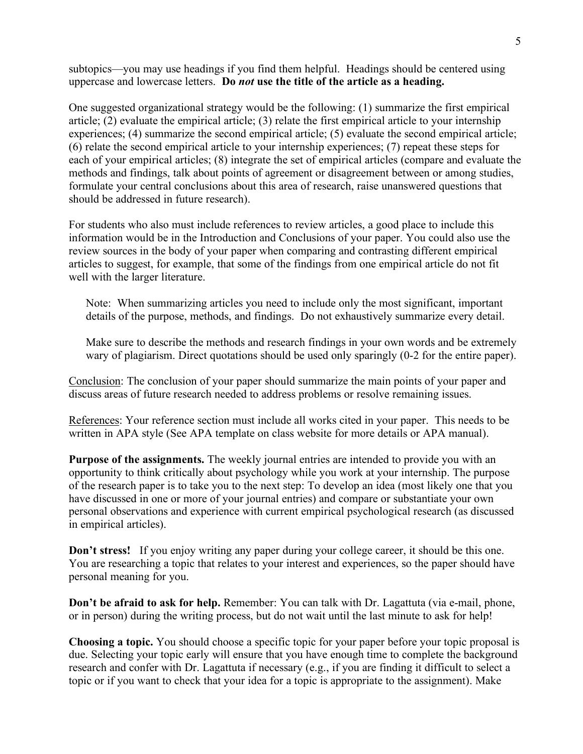subtopics—you may use headings if you find them helpful. Headings should be centered using uppercase and lowercase letters. **Do *not* use the title of the article as a heading.**

One suggested organizational strategy would be the following: (1) summarize the first empirical article; (2) evaluate the empirical article; (3) relate the first empirical article to your internship experiences; (4) summarize the second empirical article; (5) evaluate the second empirical article; (6) relate the second empirical article to your internship experiences; (7) repeat these steps for each of your empirical articles; (8) integrate the set of empirical articles (compare and evaluate the methods and findings, talk about points of agreement or disagreement between or among studies, formulate your central conclusions about this area of research, raise unanswered questions that should be addressed in future research).

For students who also must include references to review articles, a good place to include this information would be in the Introduction and Conclusions of your paper. You could also use the review sources in the body of your paper when comparing and contrasting different empirical articles to suggest, for example, that some of the findings from one empirical article do not fit well with the larger literature.

> Note: When summarizing articles you need to include only the most significant, important details of the purpose, methods, and findings. Do not exhaustively summarize every detail.
>
> Make sure to describe the methods and research findings in your own words and be extremely wary of plagiarism. Direct quotations should be used only sparingly (0-2 for the entire paper).

<u>Conclusion</u>: The conclusion of your paper should summarize the main points of your paper and discuss areas of future research needed to address problems or resolve remaining issues.

<u>References</u>: Your reference section must include all works cited in your paper. This needs to be written in APA style (See APA template on class website for more details or APA manual).

**Purpose of the assignments.** The weekly journal entries are intended to provide you with an opportunity to think critically about psychology while you work at your internship. The purpose of the research paper is to take you to the next step: To develop an idea (most likely one that you have discussed in one or more of your journal entries) and compare or substantiate your own personal observations and experience with current empirical psychological research (as discussed in empirical articles).

**Don't stress!** If you enjoy writing any paper during your college career, it should be this one. You are researching a topic that relates to your interest and experiences, so the paper should have personal meaning for you.

**Don't be afraid to ask for help.** Remember: You can talk with Dr. Lagattuta (via e-mail, phone, or in person) during the writing process, but do not wait until the last minute to ask for help!

**Choosing a topic.** You should choose a specific topic for your paper before your topic proposal is due. Selecting your topic early will ensure that you have enough time to complete the background research and confer with Dr. Lagattuta if necessary (e.g., if you are finding it difficult to select a topic or if you want to check that your idea for a topic is appropriate to the assignment). Make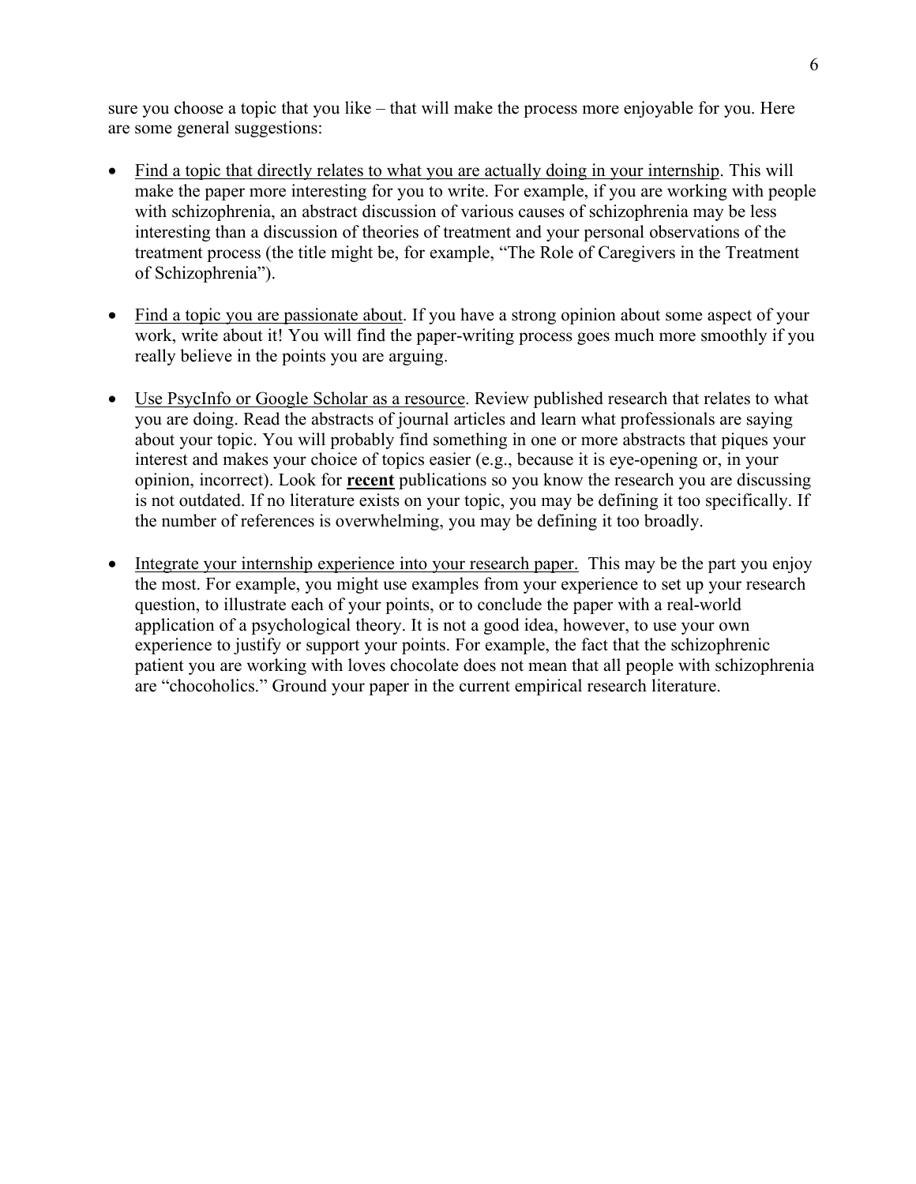sure you choose a topic that you like – that will make the process more enjoyable for you. Here are some general suggestions:

- <u>Find a topic that directly relates to what you are actually doing in your internship</u>. This will make the paper more interesting for you to write. For example, if you are working with people with schizophrenia, an abstract discussion of various causes of schizophrenia may be less interesting than a discussion of theories of treatment and your personal observations of the treatment process (the title might be, for example, "The Role of Caregivers in the Treatment of Schizophrenia").

- <u>Find a topic you are passionate about</u>. If you have a strong opinion about some aspect of your work, write about it! You will find the paper-writing process goes much more smoothly if you really believe in the points you are arguing.

- <u>Use PsycInfo or Google Scholar as a resource</u>. Review published research that relates to what you are doing. Read the abstracts of journal articles and learn what professionals are saying about your topic. You will probably find something in one or more abstracts that piques your interest and makes your choice of topics easier (e.g., because it is eye-opening or, in your opinion, incorrect). Look for **<u>recent</u>** publications so you know the research you are discussing is not outdated. If no literature exists on your topic, you may be defining it too specifically. If the number of references is overwhelming, you may be defining it too broadly.

- <u>Integrate your internship experience into your research paper.</u> This may be the part you enjoy the most. For example, you might use examples from your experience to set up your research question, to illustrate each of your points, or to conclude the paper with a real-world application of a psychological theory. It is not a good idea, however, to use your own experience to justify or support your points. For example, the fact that the schizophrenic patient you are working with loves chocolate does not mean that all people with schizophrenia are "chocoholics." Ground your paper in the current empirical research literature.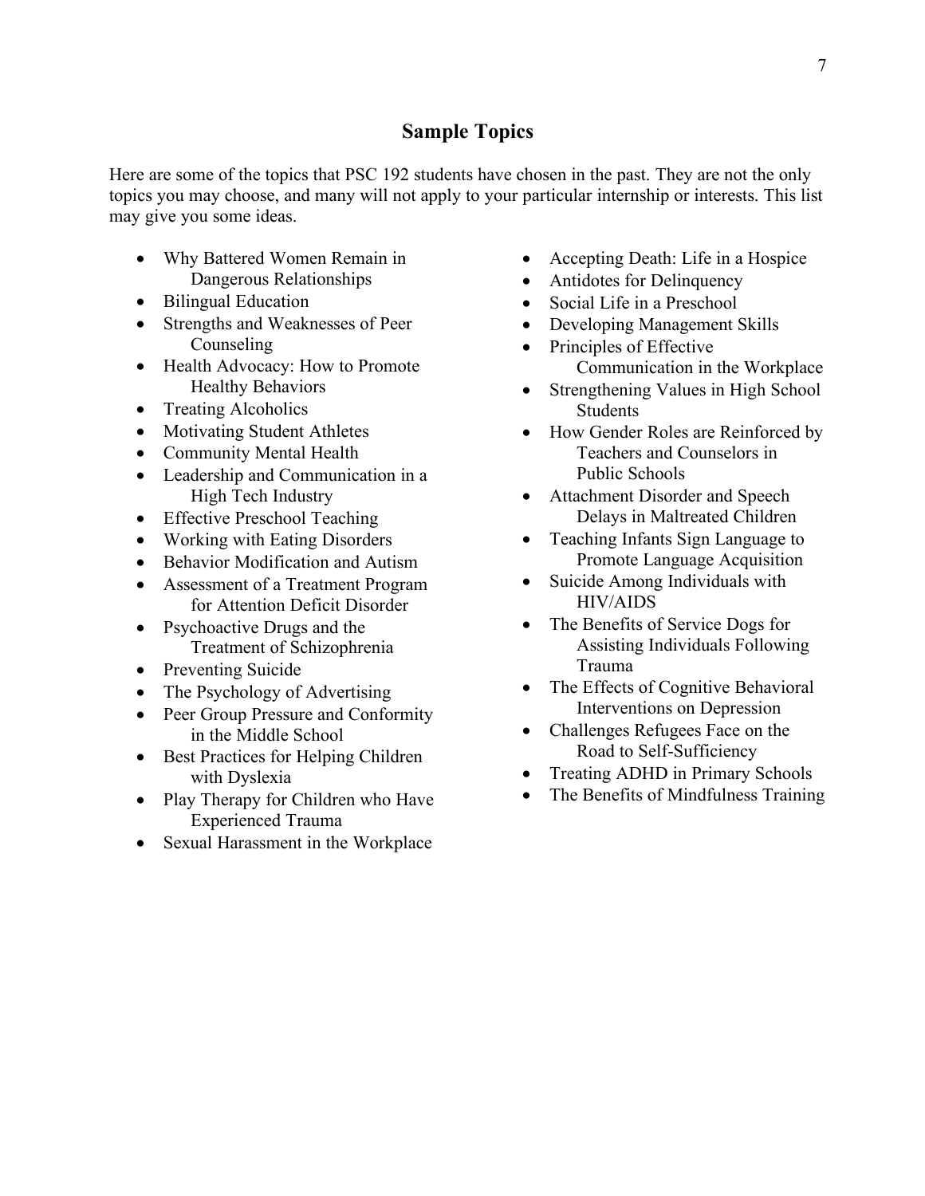## Sample Topics

Here are some of the topics that PSC 192 students have chosen in the past. They are not the only topics you may choose, and many will not apply to your particular internship or interests. This list may give you some ideas.

- Why Battered Women Remain in Dangerous Relationships
- Bilingual Education
- Strengths and Weaknesses of Peer Counseling
- Health Advocacy: How to Promote Healthy Behaviors
- Treating Alcoholics
- Motivating Student Athletes
- Community Mental Health
- Leadership and Communication in a High Tech Industry
- Effective Preschool Teaching
- Working with Eating Disorders
- Behavior Modification and Autism
- Assessment of a Treatment Program for Attention Deficit Disorder
- Psychoactive Drugs and the Treatment of Schizophrenia
- Preventing Suicide
- The Psychology of Advertising
- Peer Group Pressure and Conformity in the Middle School
- Best Practices for Helping Children with Dyslexia
- Play Therapy for Children who Have Experienced Trauma
- Sexual Harassment in the Workplace
- Accepting Death: Life in a Hospice
- Antidotes for Delinquency
- Social Life in a Preschool
- Developing Management Skills
- Principles of Effective Communication in the Workplace
- Strengthening Values in High School Students
- How Gender Roles are Reinforced by Teachers and Counselors in Public Schools
- Attachment Disorder and Speech Delays in Maltreated Children
- Teaching Infants Sign Language to Promote Language Acquisition
- Suicide Among Individuals with HIV/AIDS
- The Benefits of Service Dogs for Assisting Individuals Following Trauma
- The Effects of Cognitive Behavioral Interventions on Depression
- Challenges Refugees Face on the Road to Self-Sufficiency
- Treating ADHD in Primary Schools
- The Benefits of Mindfulness Training